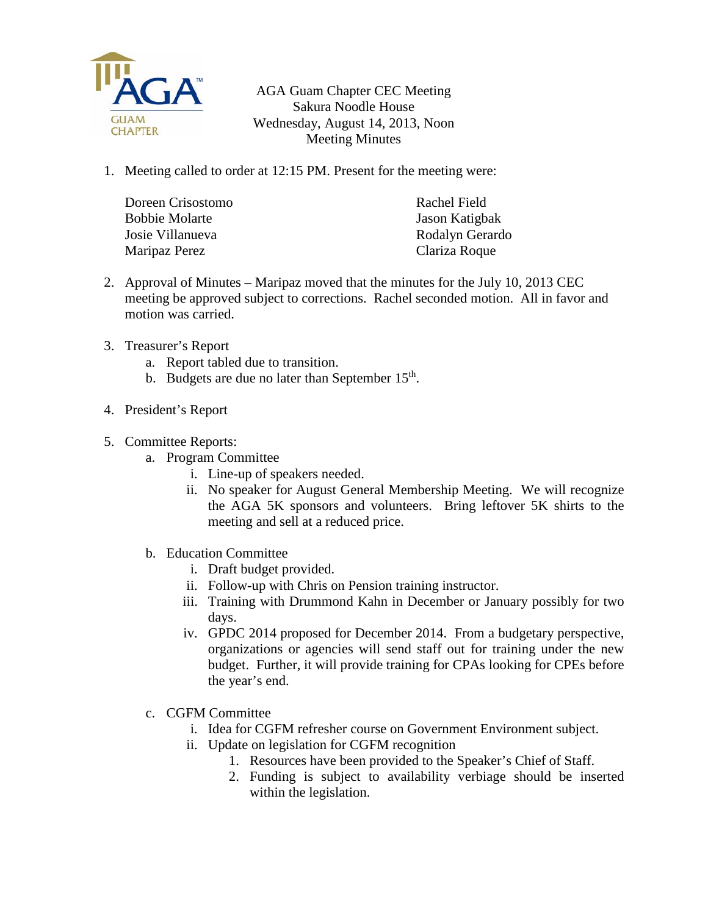AGA Guam Chapter CEC Meeting
Sakura Noodle House
Wednesday, August 14, 2013, Noon
Meeting Minutes

1. Meeting called to order at 12:15 PM. Present for the meeting were:

   Doreen Crisostomo
   Bobbie Molarte
   Josie Villanueva
   Maripaz Perez
   Rachel Field
   Jason Katigbak
   Rodalyn Gerardo
   Clariza Roque

2. Approval of Minutes – Maripaz moved that the minutes for the July 10, 2013 CEC meeting be approved subject to corrections. Rachel seconded motion. All in favor and motion was carried.

3. Treasurer's Report
   a. Report tabled due to transition.
   b. Budgets are due no later than September 15th.

4. President's Report

5. Committee Reports:
   a. Program Committee
      i. Line-up of speakers needed.
      ii. No speaker for August General Membership Meeting. We will recognize the AGA 5K sponsors and volunteers. Bring leftover 5K shirts to the meeting and sell at a reduced price.

   b. Education Committee
      i. Draft budget provided.
      ii. Follow-up with Chris on Pension training instructor.
      iii. Training with Drummond Kahn in December or January possibly for two days.
      iv. GPDC 2014 proposed for December 2014. From a budgetary perspective, organizations or agencies will send staff out for training under the new budget. Further, it will provide training for CPAs looking for CPEs before the year's end.

   c. CGFM Committee
      i. Idea for CGFM refresher course on Government Environment subject.
      ii. Update on legislation for CGFM recognition
         1. Resources have been provided to the Speaker's Chief of Staff.
         2. Funding is subject to availability verbiage should be inserted within the legislation.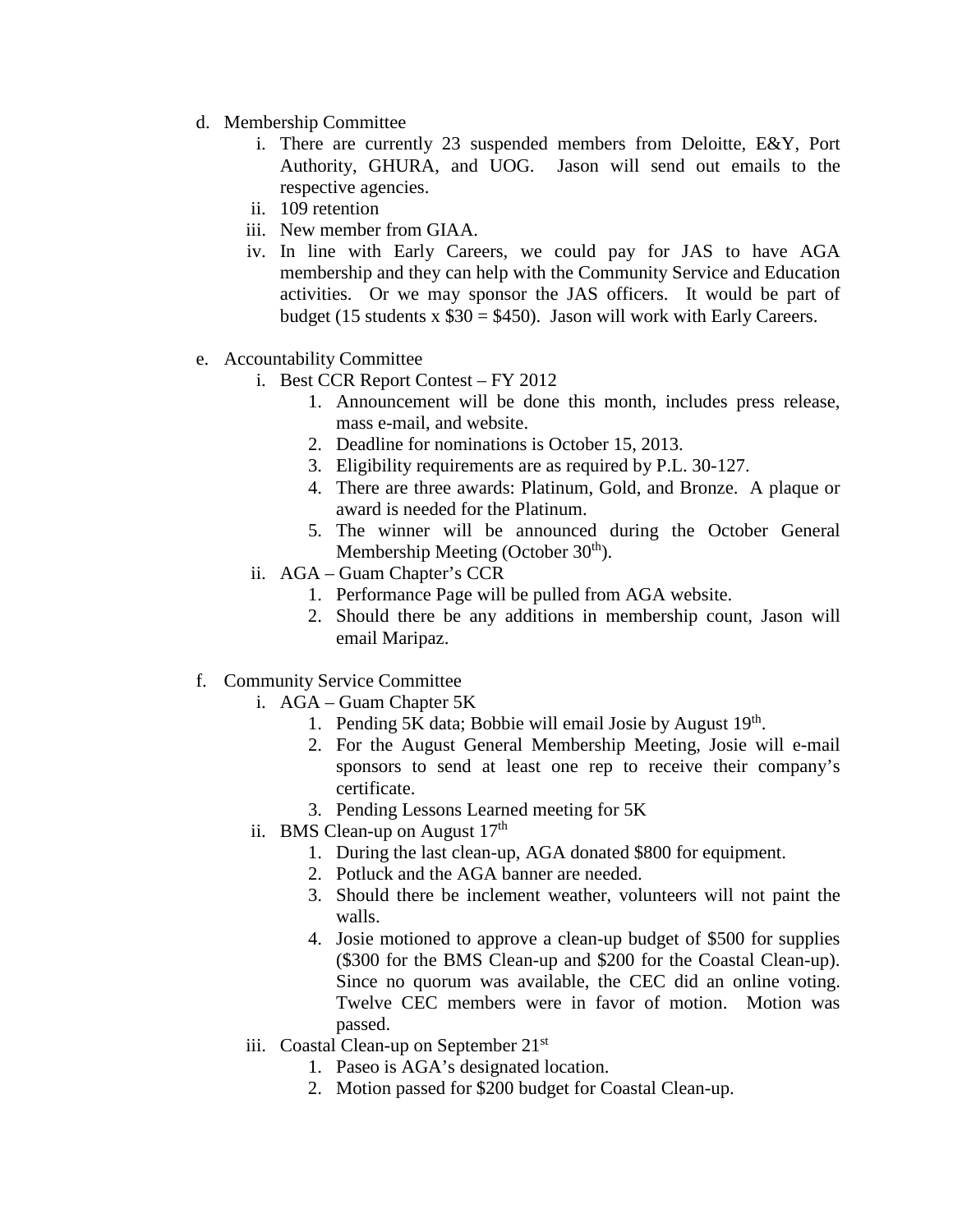d. Membership Committee
    i. There are currently 23 suspended members from Deloitte, E&Y, Port Authority, GHURA, and UOG. Jason will send out emails to the respective agencies.
    ii. 109 retention
    iii. New member from GIAA.
    iv. In line with Early Careers, we could pay for JAS to have AGA membership and they can help with the Community Service and Education activities. Or we may sponsor the JAS officers. It would be part of budget (15 students x $30 = $450). Jason will work with Early Careers.

e. Accountability Committee
    i. Best CCR Report Contest – FY 2012
        1. Announcement will be done this month, includes press release, mass e-mail, and website.
        2. Deadline for nominations is October 15, 2013.
        3. Eligibility requirements are as required by P.L. 30-127.
        4. There are three awards: Platinum, Gold, and Bronze. A plaque or award is needed for the Platinum.
        5. The winner will be announced during the October General Membership Meeting (October 30th).
    ii. AGA – Guam Chapter's CCR
        1. Performance Page will be pulled from AGA website.
        2. Should there be any additions in membership count, Jason will email Maripaz.

f. Community Service Committee
    i. AGA – Guam Chapter 5K
        1. Pending 5K data; Bobbie will email Josie by August 19th.
        2. For the August General Membership Meeting, Josie will e-mail sponsors to send at least one rep to receive their company's certificate.
        3. Pending Lessons Learned meeting for 5K
    ii. BMS Clean-up on August 17th
        1. During the last clean-up, AGA donated $800 for equipment.
        2. Potluck and the AGA banner are needed.
        3. Should there be inclement weather, volunteers will not paint the walls.
        4. Josie motioned to approve a clean-up budget of $500 for supplies ($300 for the BMS Clean-up and $200 for the Coastal Clean-up). Since no quorum was available, the CEC did an online voting. Twelve CEC members were in favor of motion. Motion was passed.
    iii. Coastal Clean-up on September 21st
        1. Paseo is AGA's designated location.
        2. Motion passed for $200 budget for Coastal Clean-up.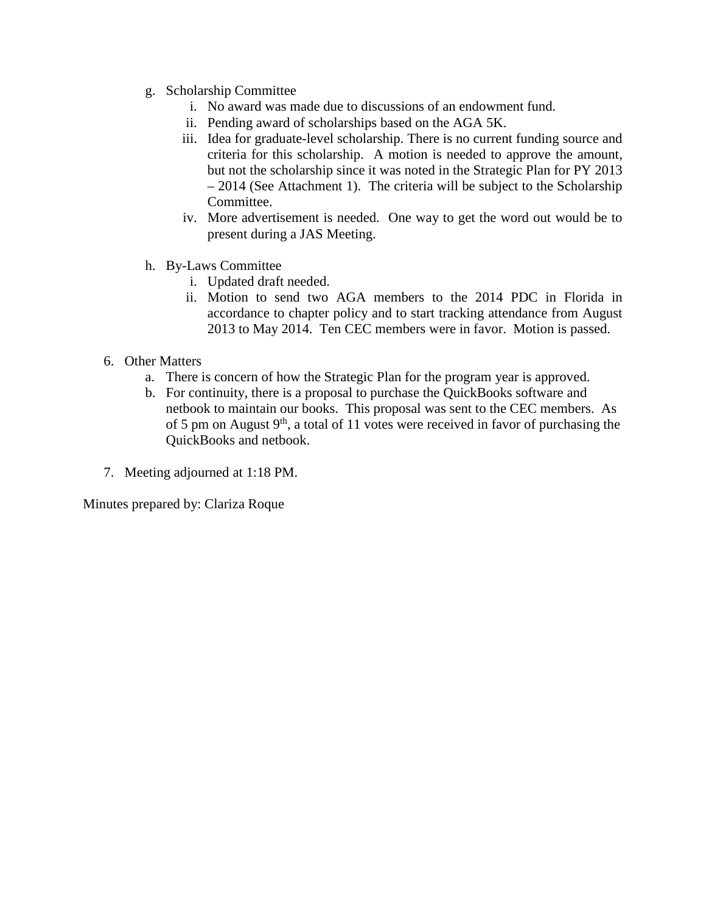g. Scholarship Committee
   i. No award was made due to discussions of an endowment fund.
   ii. Pending award of scholarships based on the AGA 5K.
   iii. Idea for graduate-level scholarship. There is no current funding source and criteria for this scholarship. A motion is needed to approve the amount, but not the scholarship since it was noted in the Strategic Plan for PY 2013 – 2014 (See Attachment 1). The criteria will be subject to the Scholarship Committee.
   iv. More advertisement is needed. One way to get the word out would be to present during a JAS Meeting.

h. By-Laws Committee
   i. Updated draft needed.
   ii. Motion to send two AGA members to the 2014 PDC in Florida in accordance to chapter policy and to start tracking attendance from August 2013 to May 2014. Ten CEC members were in favor. Motion is passed.

6. Other Matters
   a. There is concern of how the Strategic Plan for the program year is approved.
   b. For continuity, there is a proposal to purchase the QuickBooks software and netbook to maintain our books. This proposal was sent to the CEC members. As of 5 pm on August 9th, a total of 11 votes were received in favor of purchasing the QuickBooks and netbook.

7. Meeting adjourned at 1:18 PM.

Minutes prepared by: Clariza Roque